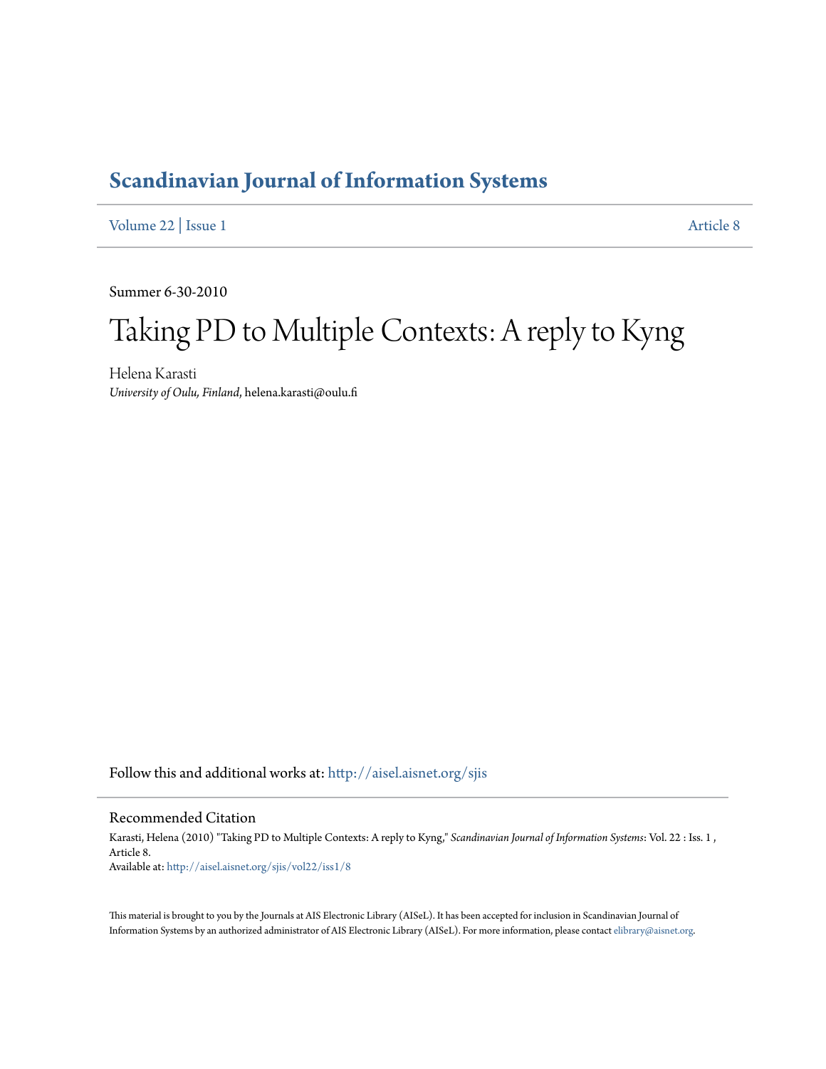# Scandinavian Journal of Information Systems

Volume 22 | Issue 1 Article 8

Summer 6-30-2010

# Taking PD to Multiple Contexts: A reply to Kyng

Helena Karasti

*University of Oulu, Finland*, helena.karasti@oulu.fi

Follow this and additional works at: http://aisel.aisnet.org/sjis

## Recommended Citation

Karasti, Helena (2010) "Taking PD to Multiple Contexts: A reply to Kyng," *Scandinavian Journal of Information Systems*: Vol. 22 : Iss. 1 , Article 8.

Available at: http://aisel.aisnet.org/sjis/vol22/iss1/8

This material is brought to you by the Journals at AIS Electronic Library (AISeL). It has been accepted for inclusion in Scandinavian Journal of Information Systems by an authorized administrator of AIS Electronic Library (AISeL). For more information, please contact elibrary@aisnet.org.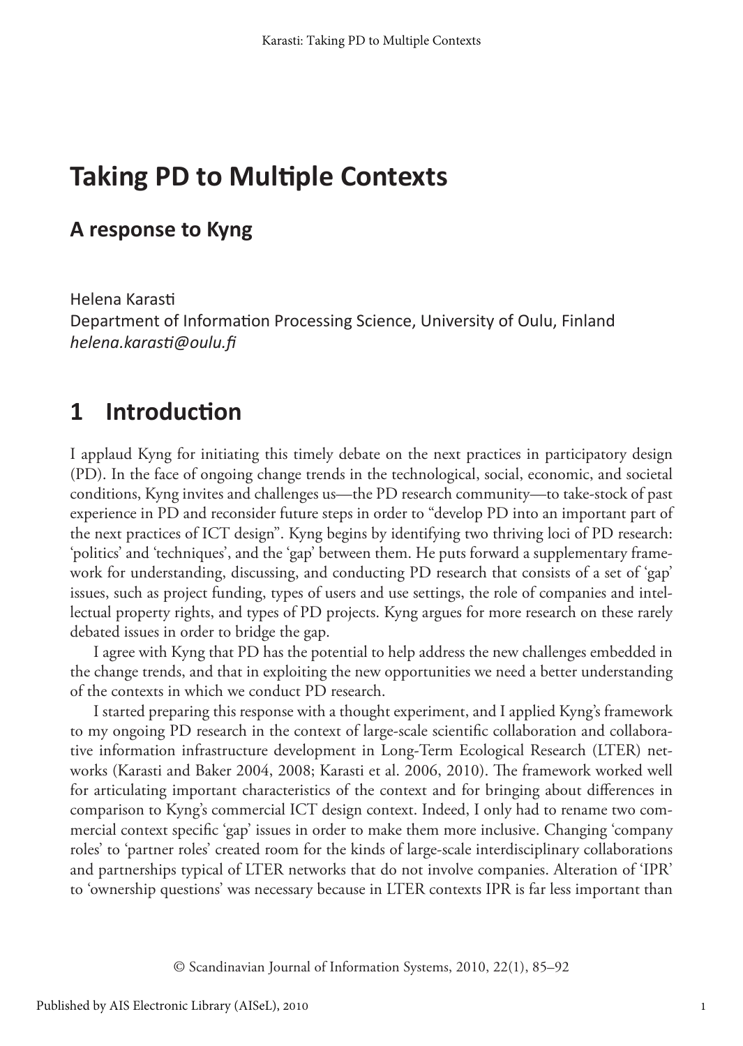# Taking PD to Multiple Contexts

## A response to Kyng

Helena Karasti
Department of Information Processing Science, University of Oulu, Finland
*helena.karasti@oulu.fi*

# 1 Introduction

I applaud Kyng for initiating this timely debate on the next practices in participatory design (PD). In the face of ongoing change trends in the technological, social, economic, and societal conditions, Kyng invites and challenges us—the PD research community—to take-stock of past experience in PD and reconsider future steps in order to "develop PD into an important part of the next practices of ICT design". Kyng begins by identifying two thriving loci of PD research: 'politics' and 'techniques', and the 'gap' between them. He puts forward a supplementary framework for understanding, discussing, and conducting PD research that consists of a set of 'gap' issues, such as project funding, types of users and use settings, the role of companies and intellectual property rights, and types of PD projects. Kyng argues for more research on these rarely debated issues in order to bridge the gap.

I agree with Kyng that PD has the potential to help address the new challenges embedded in the change trends, and that in exploiting the new opportunities we need a better understanding of the contexts in which we conduct PD research.

I started preparing this response with a thought experiment, and I applied Kyng's framework to my ongoing PD research in the context of large-scale scientific collaboration and collaborative information infrastructure development in Long-Term Ecological Research (LTER) networks (Karasti and Baker 2004, 2008; Karasti et al. 2006, 2010). The framework worked well for articulating important characteristics of the context and for bringing about differences in comparison to Kyng's commercial ICT design context. Indeed, I only had to rename two commercial context specific 'gap' issues in order to make them more inclusive. Changing 'company roles' to 'partner roles' created room for the kinds of large-scale interdisciplinary collaborations and partnerships typical of LTER networks that do not involve companies. Alteration of 'IPR' to 'ownership questions' was necessary because in LTER contexts IPR is far less important than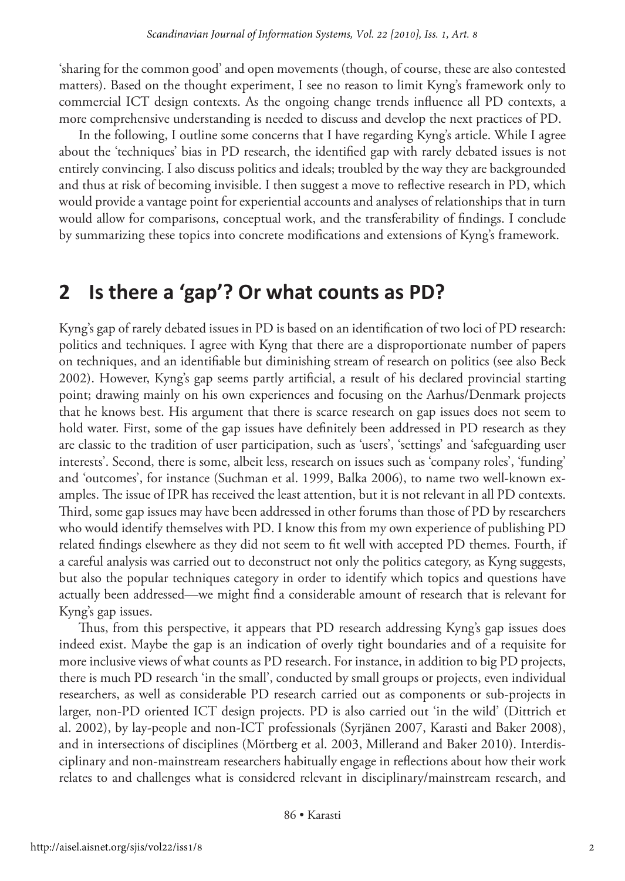'sharing for the common good' and open movements (though, of course, these are also contested matters). Based on the thought experiment, I see no reason to limit Kyng's framework only to commercial ICT design contexts. As the ongoing change trends influence all PD contexts, a more comprehensive understanding is needed to discuss and develop the next practices of PD.

In the following, I outline some concerns that I have regarding Kyng's article. While I agree about the 'techniques' bias in PD research, the identified gap with rarely debated issues is not entirely convincing. I also discuss politics and ideals; troubled by the way they are backgrounded and thus at risk of becoming invisible. I then suggest a move to reflective research in PD, which would provide a vantage point for experiential accounts and analyses of relationships that in turn would allow for comparisons, conceptual work, and the transferability of findings. I conclude by summarizing these topics into concrete modifications and extensions of Kyng's framework.

## 2 Is there a 'gap'? Or what counts as PD?

Kyng's gap of rarely debated issues in PD is based on an identification of two loci of PD research: politics and techniques. I agree with Kyng that there are a disproportionate number of papers on techniques, and an identifiable but diminishing stream of research on politics (see also Beck 2002). However, Kyng's gap seems partly artificial, a result of his declared provincial starting point; drawing mainly on his own experiences and focusing on the Aarhus/Denmark projects that he knows best. His argument that there is scarce research on gap issues does not seem to hold water. First, some of the gap issues have definitely been addressed in PD research as they are classic to the tradition of user participation, such as 'users', 'settings' and 'safeguarding user interests'. Second, there is some, albeit less, research on issues such as 'company roles', 'funding' and 'outcomes', for instance (Suchman et al. 1999, Balka 2006), to name two well-known examples. The issue of IPR has received the least attention, but it is not relevant in all PD contexts. Third, some gap issues may have been addressed in other forums than those of PD by researchers who would identify themselves with PD. I know this from my own experience of publishing PD related findings elsewhere as they did not seem to fit well with accepted PD themes. Fourth, if a careful analysis was carried out to deconstruct not only the politics category, as Kyng suggests, but also the popular techniques category in order to identify which topics and questions have actually been addressed—we might find a considerable amount of research that is relevant for Kyng's gap issues.

Thus, from this perspective, it appears that PD research addressing Kyng's gap issues does indeed exist. Maybe the gap is an indication of overly tight boundaries and of a requisite for more inclusive views of what counts as PD research. For instance, in addition to big PD projects, there is much PD research 'in the small', conducted by small groups or projects, even individual researchers, as well as considerable PD research carried out as components or sub-projects in larger, non-PD oriented ICT design projects. PD is also carried out 'in the wild' (Dittrich et al. 2002), by lay-people and non-ICT professionals (Syrjänen 2007, Karasti and Baker 2008), and in intersections of disciplines (Mörtberg et al. 2003, Millerand and Baker 2010). Interdisciplinary and non-mainstream researchers habitually engage in reflections about how their work relates to and challenges what is considered relevant in disciplinary/mainstream research, and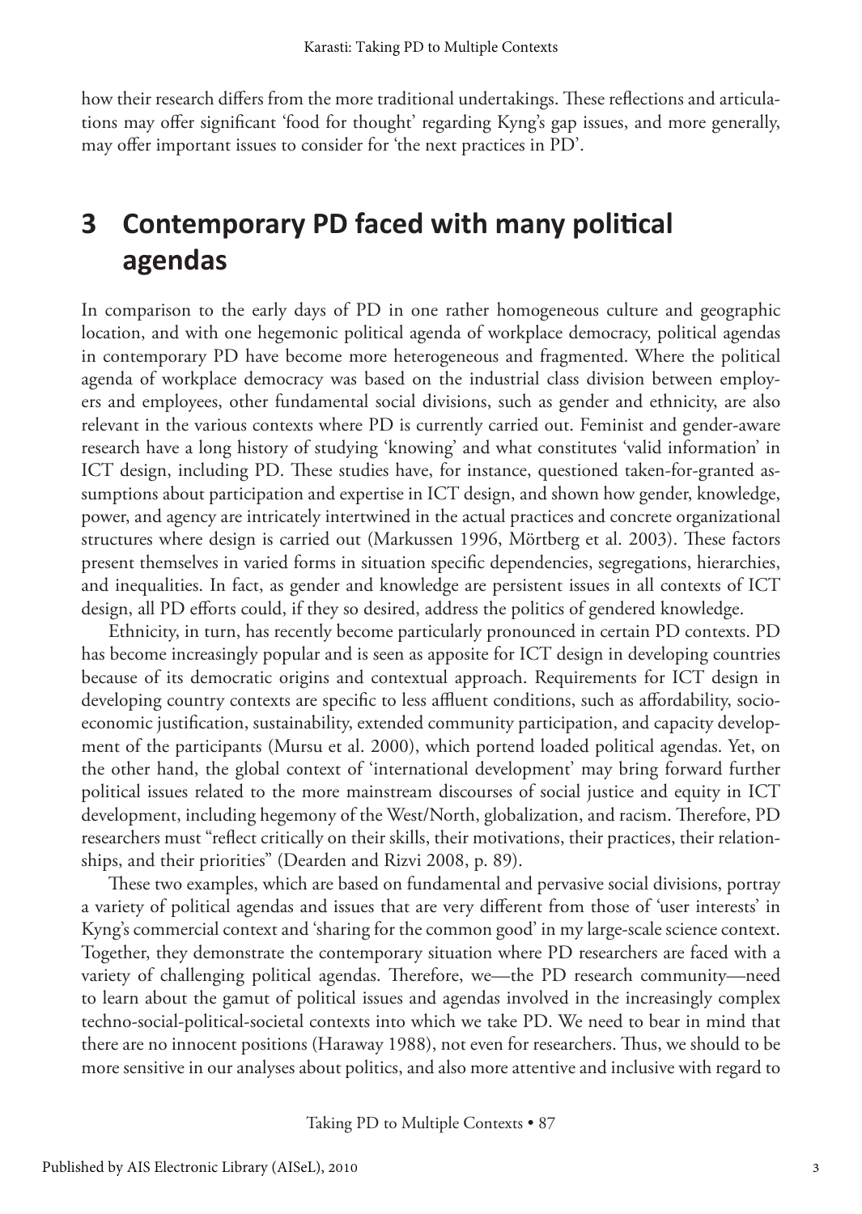how their research differs from the more traditional undertakings. These reflections and articulations may offer significant 'food for thought' regarding Kyng's gap issues, and more generally, may offer important issues to consider for 'the next practices in PD'.

## 3 Contemporary PD faced with many political agendas

In comparison to the early days of PD in one rather homogeneous culture and geographic location, and with one hegemonic political agenda of workplace democracy, political agendas in contemporary PD have become more heterogeneous and fragmented. Where the political agenda of workplace democracy was based on the industrial class division between employers and employees, other fundamental social divisions, such as gender and ethnicity, are also relevant in the various contexts where PD is currently carried out. Feminist and gender-aware research have a long history of studying 'knowing' and what constitutes 'valid information' in ICT design, including PD. These studies have, for instance, questioned taken-for-granted assumptions about participation and expertise in ICT design, and shown how gender, knowledge, power, and agency are intricately intertwined in the actual practices and concrete organizational structures where design is carried out (Markussen 1996, Mörtberg et al. 2003). These factors present themselves in varied forms in situation specific dependencies, segregations, hierarchies, and inequalities. In fact, as gender and knowledge are persistent issues in all contexts of ICT design, all PD efforts could, if they so desired, address the politics of gendered knowledge.

Ethnicity, in turn, has recently become particularly pronounced in certain PD contexts. PD has become increasingly popular and is seen as apposite for ICT design in developing countries because of its democratic origins and contextual approach. Requirements for ICT design in developing country contexts are specific to less affluent conditions, such as affordability, socio-economic justification, sustainability, extended community participation, and capacity development of the participants (Mursu et al. 2000), which portend loaded political agendas. Yet, on the other hand, the global context of 'international development' may bring forward further political issues related to the more mainstream discourses of social justice and equity in ICT development, including hegemony of the West/North, globalization, and racism. Therefore, PD researchers must "reflect critically on their skills, their motivations, their practices, their relationships, and their priorities" (Dearden and Rizvi 2008, p. 89).

These two examples, which are based on fundamental and pervasive social divisions, portray a variety of political agendas and issues that are very different from those of 'user interests' in Kyng's commercial context and 'sharing for the common good' in my large-scale science context. Together, they demonstrate the contemporary situation where PD researchers are faced with a variety of challenging political agendas. Therefore, we—the PD research community—need to learn about the gamut of political issues and agendas involved in the increasingly complex techno-social-political-societal contexts into which we take PD. We need to bear in mind that there are no innocent positions (Haraway 1988), not even for researchers. Thus, we should to be more sensitive in our analyses about politics, and also more attentive and inclusive with regard to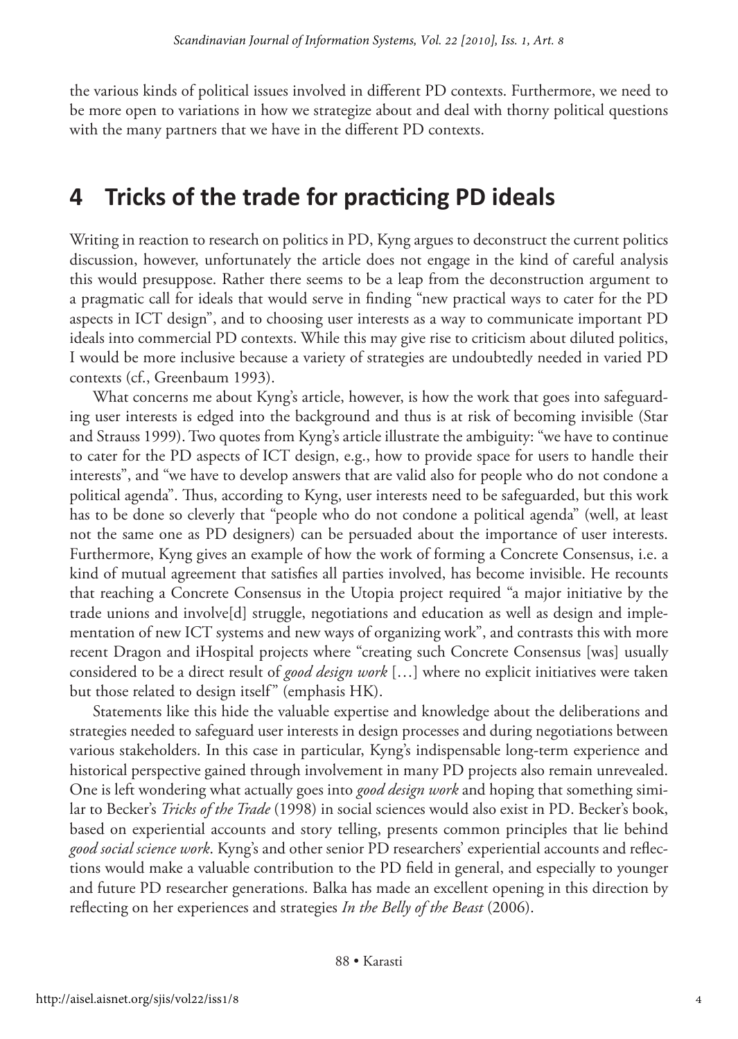the various kinds of political issues involved in different PD contexts. Furthermore, we need to be more open to variations in how we strategize about and deal with thorny political questions with the many partners that we have in the different PD contexts.

# 4 Tricks of the trade for practicing PD ideals

Writing in reaction to research on politics in PD, Kyng argues to deconstruct the current politics discussion, however, unfortunately the article does not engage in the kind of careful analysis this would presuppose. Rather there seems to be a leap from the deconstruction argument to a pragmatic call for ideals that would serve in finding "new practical ways to cater for the PD aspects in ICT design", and to choosing user interests as a way to communicate important PD ideals into commercial PD contexts. While this may give rise to criticism about diluted politics, I would be more inclusive because a variety of strategies are undoubtedly needed in varied PD contexts (cf., Greenbaum 1993).

What concerns me about Kyng's article, however, is how the work that goes into safeguarding user interests is edged into the background and thus is at risk of becoming invisible (Star and Strauss 1999). Two quotes from Kyng's article illustrate the ambiguity: "we have to continue to cater for the PD aspects of ICT design, e.g., how to provide space for users to handle their interests", and "we have to develop answers that are valid also for people who do not condone a political agenda". Thus, according to Kyng, user interests need to be safeguarded, but this work has to be done so cleverly that "people who do not condone a political agenda" (well, at least not the same one as PD designers) can be persuaded about the importance of user interests. Furthermore, Kyng gives an example of how the work of forming a Concrete Consensus, i.e. a kind of mutual agreement that satisfies all parties involved, has become invisible. He recounts that reaching a Concrete Consensus in the Utopia project required "a major initiative by the trade unions and involve[d] struggle, negotiations and education as well as design and implementation of new ICT systems and new ways of organizing work", and contrasts this with more recent Dragon and iHospital projects where "creating such Concrete Consensus [was] usually considered to be a direct result of *good design work* […] where no explicit initiatives were taken but those related to design itself" (emphasis HK).

Statements like this hide the valuable expertise and knowledge about the deliberations and strategies needed to safeguard user interests in design processes and during negotiations between various stakeholders. In this case in particular, Kyng's indispensable long-term experience and historical perspective gained through involvement in many PD projects also remain unrevealed. One is left wondering what actually goes into *good design work* and hoping that something similar to Becker's *Tricks of the Trade* (1998) in social sciences would also exist in PD. Becker's book, based on experiential accounts and story telling, presents common principles that lie behind *good social science work*. Kyng's and other senior PD researchers' experiential accounts and reflections would make a valuable contribution to the PD field in general, and especially to younger and future PD researcher generations. Balka has made an excellent opening in this direction by reflecting on her experiences and strategies *In the Belly of the Beast* (2006).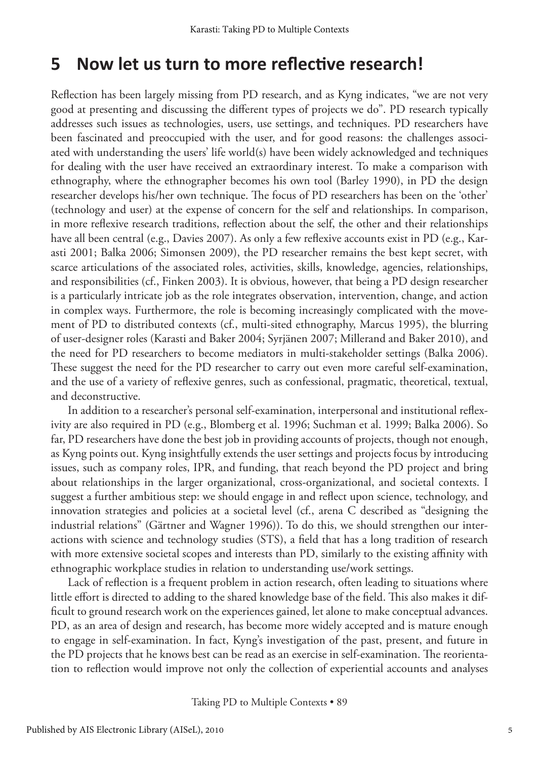## 5 Now let us turn to more reflective research!

Reflection has been largely missing from PD research, and as Kyng indicates, "we are not very good at presenting and discussing the different types of projects we do". PD research typically addresses such issues as technologies, users, use settings, and techniques. PD researchers have been fascinated and preoccupied with the user, and for good reasons: the challenges associated with understanding the users' life world(s) have been widely acknowledged and techniques for dealing with the user have received an extraordinary interest. To make a comparison with ethnography, where the ethnographer becomes his own tool (Barley 1990), in PD the design researcher develops his/her own technique. The focus of PD researchers has been on the 'other' (technology and user) at the expense of concern for the self and relationships. In comparison, in more reflexive research traditions, reflection about the self, the other and their relationships have all been central (e.g., Davies 2007). As only a few reflexive accounts exist in PD (e.g., Karasti 2001; Balka 2006; Simonsen 2009), the PD researcher remains the best kept secret, with scarce articulations of the associated roles, activities, skills, knowledge, agencies, relationships, and responsibilities (cf., Finken 2003). It is obvious, however, that being a PD design researcher is a particularly intricate job as the role integrates observation, intervention, change, and action in complex ways. Furthermore, the role is becoming increasingly complicated with the movement of PD to distributed contexts (cf., multi-sited ethnography, Marcus 1995), the blurring of user-designer roles (Karasti and Baker 2004; Syrjänen 2007; Millerand and Baker 2010), and the need for PD researchers to become mediators in multi-stakeholder settings (Balka 2006). These suggest the need for the PD researcher to carry out even more careful self-examination, and the use of a variety of reflexive genres, such as confessional, pragmatic, theoretical, textual, and deconstructive.

In addition to a researcher's personal self-examination, interpersonal and institutional reflexivity are also required in PD (e.g., Blomberg et al. 1996; Suchman et al. 1999; Balka 2006). So far, PD researchers have done the best job in providing accounts of projects, though not enough, as Kyng points out. Kyng insightfully extends the user settings and projects focus by introducing issues, such as company roles, IPR, and funding, that reach beyond the PD project and bring about relationships in the larger organizational, cross-organizational, and societal contexts. I suggest a further ambitious step: we should engage in and reflect upon science, technology, and innovation strategies and policies at a societal level (cf., arena C described as "designing the industrial relations" (Gärtner and Wagner 1996)). To do this, we should strengthen our interactions with science and technology studies (STS), a field that has a long tradition of research with more extensive societal scopes and interests than PD, similarly to the existing affinity with ethnographic workplace studies in relation to understanding use/work settings.

Lack of reflection is a frequent problem in action research, often leading to situations where little effort is directed to adding to the shared knowledge base of the field. This also makes it difficult to ground research work on the experiences gained, let alone to make conceptual advances. PD, as an area of design and research, has become more widely accepted and is mature enough to engage in self-examination. In fact, Kyng's investigation of the past, present, and future in the PD projects that he knows best can be read as an exercise in self-examination. The reorientation to reflection would improve not only the collection of experiential accounts and analyses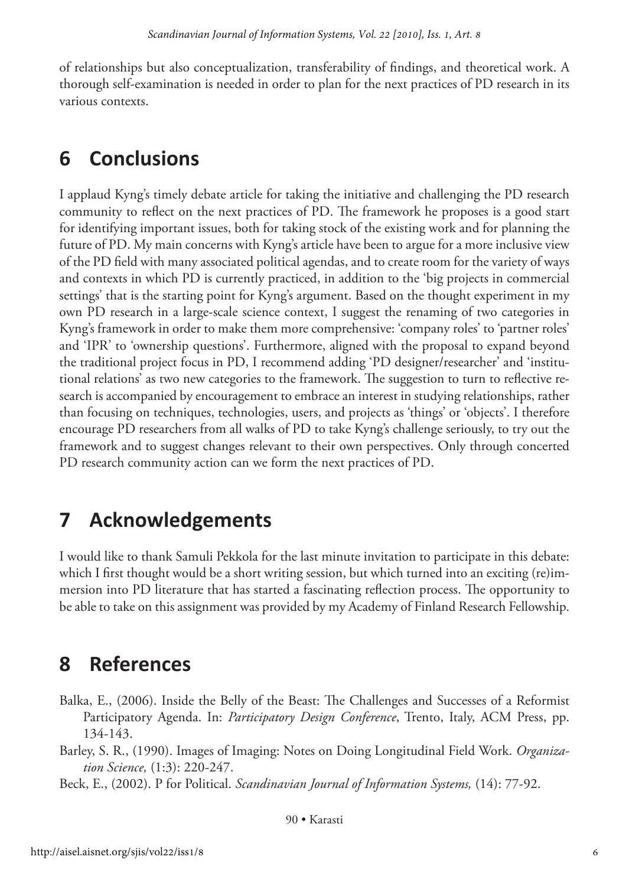of relationships but also conceptualization, transferability of findings, and theoretical work. A thorough self-examination is needed in order to plan for the next practices of PD research in its various contexts.

## 6 Conclusions

I applaud Kyng's timely debate article for taking the initiative and challenging the PD research community to reflect on the next practices of PD. The framework he proposes is a good start for identifying important issues, both for taking stock of the existing work and for planning the future of PD. My main concerns with Kyng's article have been to argue for a more inclusive view of the PD field with many associated political agendas, and to create room for the variety of ways and contexts in which PD is currently practiced, in addition to the 'big projects in commercial settings' that is the starting point for Kyng's argument. Based on the thought experiment in my own PD research in a large-scale science context, I suggest the renaming of two categories in Kyng's framework in order to make them more comprehensive: 'company roles' to 'partner roles' and 'IPR' to 'ownership questions'. Furthermore, aligned with the proposal to expand beyond the traditional project focus in PD, I recommend adding 'PD designer/researcher' and 'institutional relations' as two new categories to the framework. The suggestion to turn to reflective research is accompanied by encouragement to embrace an interest in studying relationships, rather than focusing on techniques, technologies, users, and projects as 'things' or 'objects'. I therefore encourage PD researchers from all walks of PD to take Kyng's challenge seriously, to try out the framework and to suggest changes relevant to their own perspectives. Only through concerted PD research community action can we form the next practices of PD.

## 7 Acknowledgements

I would like to thank Samuli Pekkola for the last minute invitation to participate in this debate: which I first thought would be a short writing session, but which turned into an exciting (re)immersion into PD literature that has started a fascinating reflection process. The opportunity to be able to take on this assignment was provided by my Academy of Finland Research Fellowship.

## 8 References

Balka, E., (2006). Inside the Belly of the Beast: The Challenges and Successes of a Reformist Participatory Agenda. In: *Participatory Design Conference*, Trento, Italy, ACM Press, pp. 134-143.

Barley, S. R., (1990). Images of Imaging: Notes on Doing Longitudinal Field Work. *Organization Science,* (1:3): 220-247.

Beck, E., (2002). P for Political. *Scandinavian Journal of Information Systems,* (14): 77-92.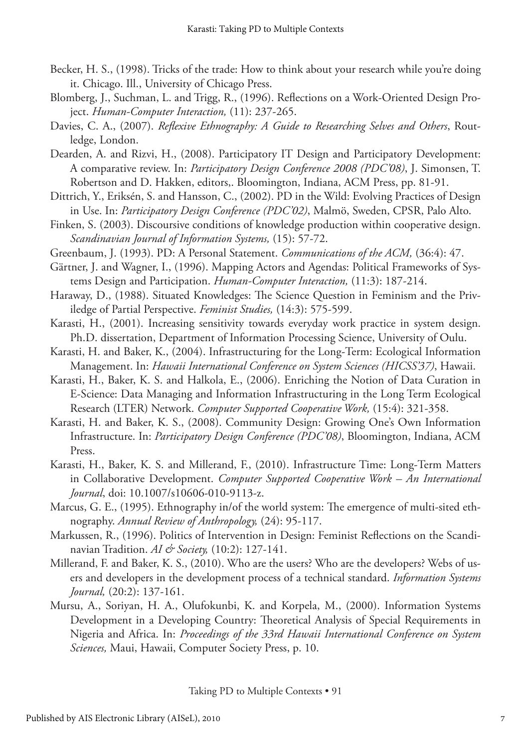Becker, H. S., (1998). Tricks of the trade: How to think about your research while you're doing it. Chicago. Ill., University of Chicago Press.

Blomberg, J., Suchman, L. and Trigg, R., (1996). Reflections on a Work-Oriented Design Project. *Human-Computer Interaction,* (11): 237-265.

Davies, C. A., (2007). *Reflexive Ethnography: A Guide to Researching Selves and Others*, Routledge, London.

Dearden, A. and Rizvi, H., (2008). Participatory IT Design and Participatory Development: A comparative review. In: *Participatory Design Conference 2008 (PDC'08)*, J. Simonsen, T. Robertson and D. Hakken, editors,. Bloomington, Indiana, ACM Press, pp. 81-91.

Dittrich, Y., Eriksén, S. and Hansson, C., (2002). PD in the Wild: Evolving Practices of Design in Use. In: *Participatory Design Conference (PDC'02)*, Malmö, Sweden, CPSR, Palo Alto.

Finken, S. (2003). Discoursive conditions of knowledge production within cooperative design. *Scandinavian Journal of Information Systems,* (15): 57-72.

Greenbaum, J. (1993). PD: A Personal Statement. *Communications of the ACM,* (36:4): 47.

Gärtner, J. and Wagner, I., (1996). Mapping Actors and Agendas: Political Frameworks of Systems Design and Participation. *Human-Computer Interaction,* (11:3): 187-214.

Haraway, D., (1988). Situated Knowledges: The Science Question in Feminism and the Priviledge of Partial Perspective. *Feminist Studies,* (14:3): 575-599.

Karasti, H., (2001). Increasing sensitivity towards everyday work practice in system design. Ph.D. dissertation, Department of Information Processing Science, University of Oulu.

Karasti, H. and Baker, K., (2004). Infrastructuring for the Long-Term: Ecological Information Management. In: *Hawaii International Conference on System Sciences (HICSS'37)*, Hawaii.

Karasti, H., Baker, K. S. and Halkola, E., (2006). Enriching the Notion of Data Curation in E-Science: Data Managing and Information Infrastructuring in the Long Term Ecological Research (LTER) Network. *Computer Supported Cooperative Work,* (15:4): 321-358.

Karasti, H. and Baker, K. S., (2008). Community Design: Growing One's Own Information Infrastructure. In: *Participatory Design Conference (PDC'08)*, Bloomington, Indiana, ACM Press.

Karasti, H., Baker, K. S. and Millerand, F., (2010). Infrastructure Time: Long-Term Matters in Collaborative Development. *Computer Supported Cooperative Work – An International Journal*, doi: 10.1007/s10606-010-9113-z.

Marcus, G. E., (1995). Ethnography in/of the world system: The emergence of multi-sited ethnography. *Annual Review of Anthropology,* (24): 95-117.

Markussen, R., (1996). Politics of Intervention in Design: Feminist Reflections on the Scandinavian Tradition. *AI & Society,* (10:2): 127-141.

Millerand, F. and Baker, K. S., (2010). Who are the users? Who are the developers? Webs of users and developers in the development process of a technical standard. *Information Systems Journal,* (20:2): 137-161.

Mursu, A., Soriyan, H. A., Olufokunbi, K. and Korpela, M., (2000). Information Systems Development in a Developing Country: Theoretical Analysis of Special Requirements in Nigeria and Africa. In: *Proceedings of the 33rd Hawaii International Conference on System Sciences,* Maui, Hawaii, Computer Society Press, p. 10.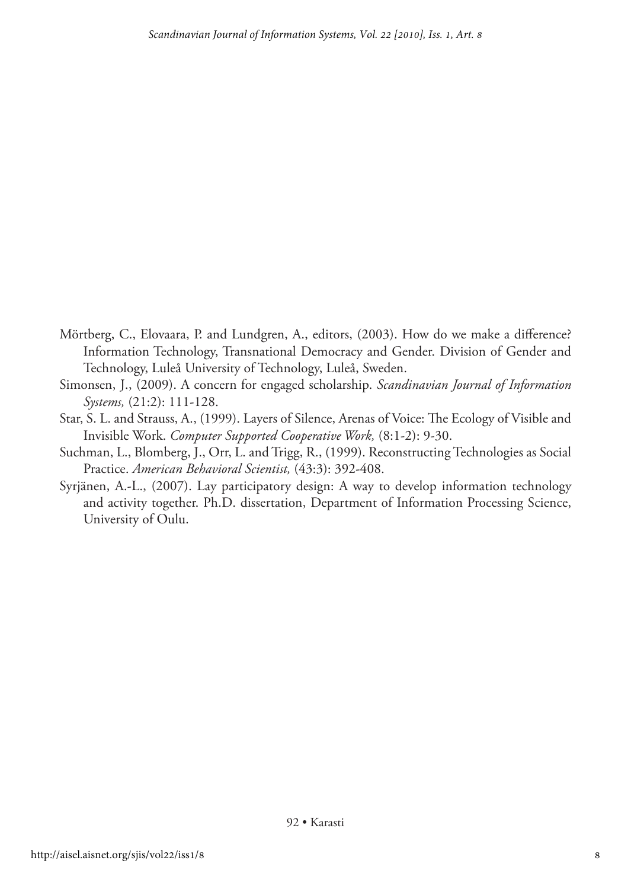Mörtberg, C., Elovaara, P. and Lundgren, A., editors, (2003). How do we make a difference? Information Technology, Transnational Democracy and Gender. Division of Gender and Technology, Luleå University of Technology, Luleå, Sweden.

Simonsen, J., (2009). A concern for engaged scholarship. *Scandinavian Journal of Information Systems,* (21:2): 111-128.

Star, S. L. and Strauss, A., (1999). Layers of Silence, Arenas of Voice: The Ecology of Visible and Invisible Work. *Computer Supported Cooperative Work,* (8:1-2): 9-30.

Suchman, L., Blomberg, J., Orr, L. and Trigg, R., (1999). Reconstructing Technologies as Social Practice. *American Behavioral Scientist,* (43:3): 392-408.

Syrjänen, A.-L., (2007). Lay participatory design: A way to develop information technology and activity together. Ph.D. dissertation, Department of Information Processing Science, University of Oulu.